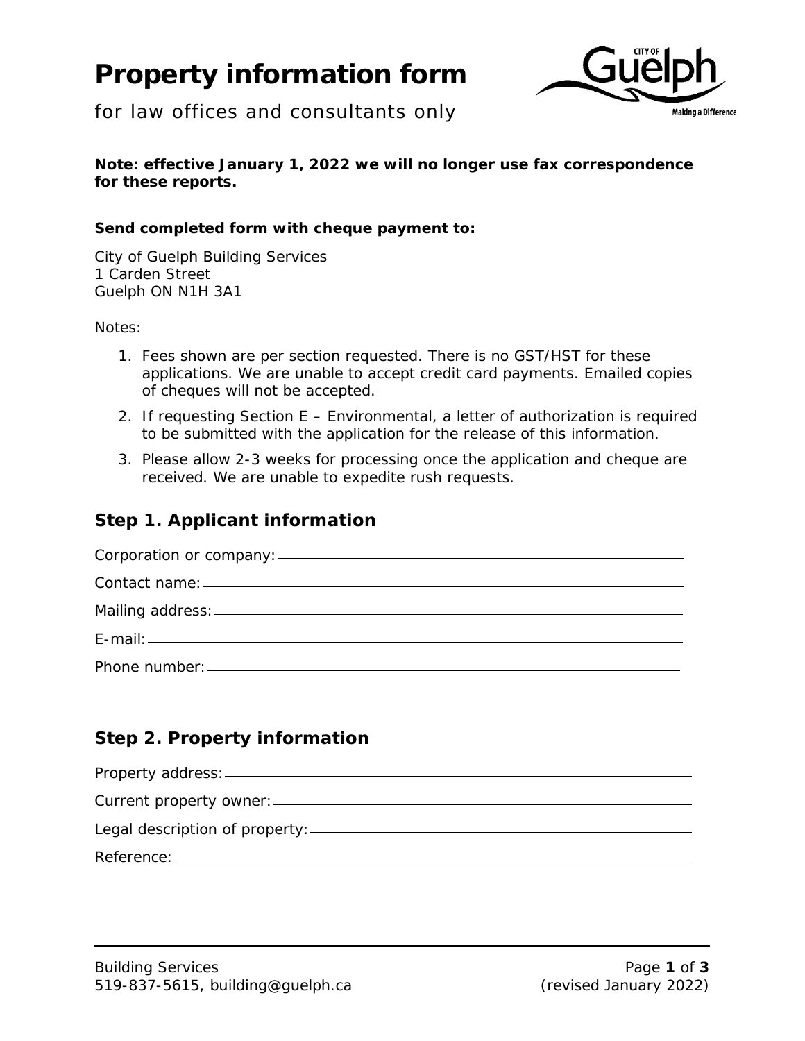# Property information form

for law offices and consultants only

**Note: effective January 1, 2022 we will no longer use fax correspondence for these reports.**

**Send completed form with cheque payment to:**

City of Guelph Building Services
1 Carden Street
Guelph ON N1H 3A1

Notes:

1. Fees shown are per section requested. There is no GST/HST for these applications. We are unable to accept credit card payments. Emailed copies of cheques will not be accepted.
2. If requesting Section E – Environmental, a letter of authorization is required to be submitted with the application for the release of this information.
3. Please allow 2-3 weeks for processing once the application and cheque are received. We are unable to expedite rush requests.

## Step 1. Applicant information

Corporation or company: \_\_\_\_\_\_\_\_\_\_\_\_\_\_\_\_\_\_\_\_

Contact name: \_\_\_\_\_\_\_\_\_\_\_\_\_\_\_\_\_\_\_\_

Mailing address: \_\_\_\_\_\_\_\_\_\_\_\_\_\_\_\_\_\_\_\_

E-mail: \_\_\_\_\_\_\_\_\_\_\_\_\_\_\_\_\_\_\_\_

Phone number: \_\_\_\_\_\_\_\_\_\_\_\_\_\_\_\_\_\_\_\_

## Step 2. Property information

Property address: \_\_\_\_\_\_\_\_\_\_\_\_\_\_\_\_\_\_\_\_

Current property owner: \_\_\_\_\_\_\_\_\_\_\_\_\_\_\_\_\_\_\_\_

Legal description of property: \_\_\_\_\_\_\_\_\_\_\_\_\_\_\_\_\_\_\_\_

Reference: \_\_\_\_\_\_\_\_\_\_\_\_\_\_\_\_\_\_\_\_

Building Services
519-837-5615, building@guelph.ca

(revised January 2022)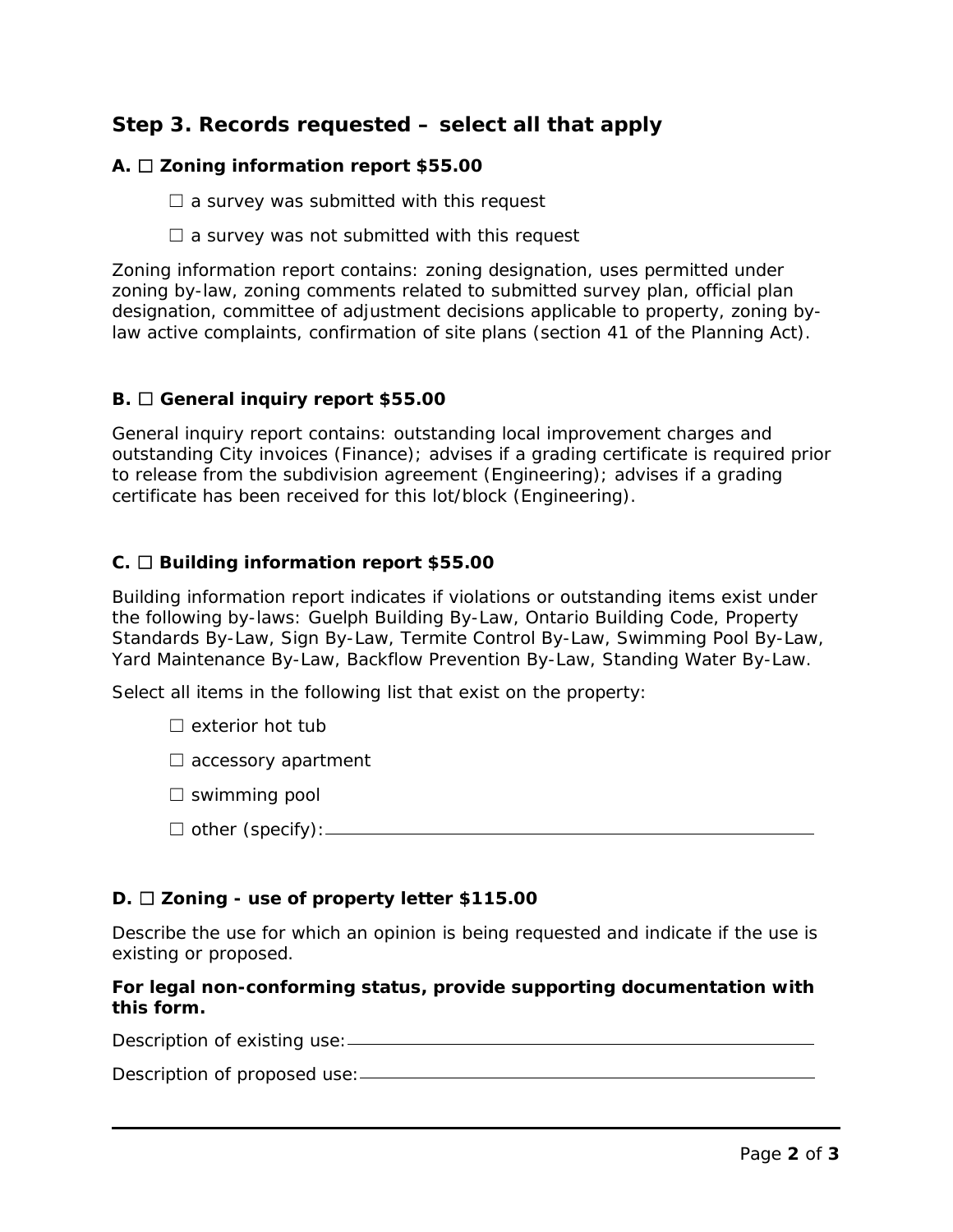## Step 3. Records requested – select all that apply

**A. ☐ Zoning information report $55.00**

☐ a survey was submitted with this request

☐ a survey was not submitted with this request

Zoning information report contains: zoning designation, uses permitted under zoning by-law, zoning comments related to submitted survey plan, official plan designation, committee of adjustment decisions applicable to property, zoning by-law active complaints, confirmation of site plans (section 41 of the Planning Act).

**B. ☐ General inquiry report $55.00**

General inquiry report contains: outstanding local improvement charges and outstanding City invoices (Finance); advises if a grading certificate is required prior to release from the subdivision agreement (Engineering); advises if a grading certificate has been received for this lot/block (Engineering).

**C. ☐ Building information report $55.00**

Building information report indicates if violations or outstanding items exist under the following by-laws: Guelph Building By-Law, Ontario Building Code, Property Standards By-Law, Sign By-Law, Termite Control By-Law, Swimming Pool By-Law, Yard Maintenance By-Law, Backflow Prevention By-Law, Standing Water By-Law.

Select all items in the following list that exist on the property:

☐ exterior hot tub

☐ accessory apartment

☐ swimming pool

☐ other (specify): ______________________________

**D. ☐ Zoning - use of property letter $115.00**

Describe the use for which an opinion is being requested and indicate if the use is existing or proposed.

**For legal non-conforming status, provide supporting documentation with this form.**

Description of existing use: ______________________________

Description of proposed use: ______________________________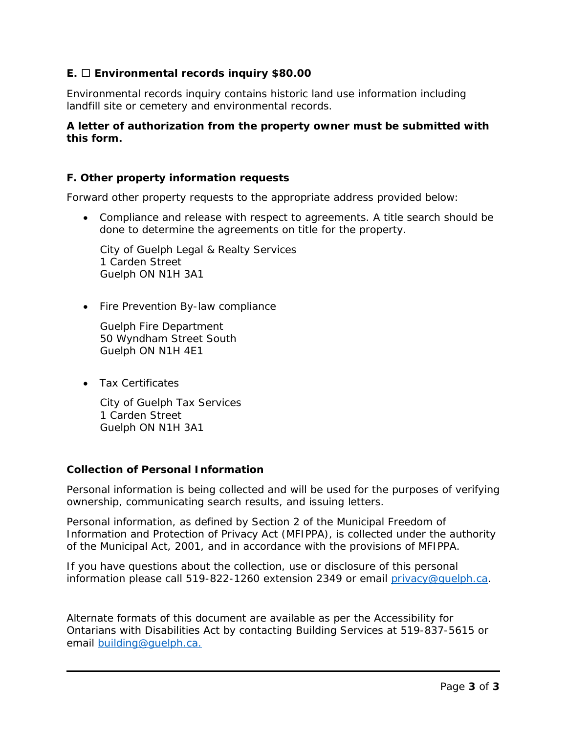**E. ☐ Environmental records inquiry $80.00**

Environmental records inquiry contains historic land use information including landfill site or cemetery and environmental records.

**A letter of authorization from the property owner must be submitted with this form.**

**F. Other property information requests**

Forward other property requests to the appropriate address provided below:

- Compliance and release with respect to agreements. A title search should be done to determine the agreements on title for the property.

  City of Guelph Legal & Realty Services
  1 Carden Street
  Guelph ON N1H 3A1

- Fire Prevention By-law compliance

  Guelph Fire Department
  50 Wyndham Street South
  Guelph ON N1H 4E1

- Tax Certificates

  City of Guelph Tax Services
  1 Carden Street
  Guelph ON N1H 3A1

**Collection of Personal Information**

Personal information is being collected and will be used for the purposes of verifying ownership, communicating search results, and issuing letters.

Personal information, as defined by Section 2 of the Municipal Freedom of Information and Protection of Privacy Act (MFIPPA), is collected under the authority of the Municipal Act, 2001, and in accordance with the provisions of MFIPPA.

If you have questions about the collection, use or disclosure of this personal information please call 519-822-1260 extension 2349 or email privacy@guelph.ca.

Alternate formats of this document are available as per the Accessibility for Ontarians with Disabilities Act by contacting Building Services at 519-837-5615 or email building@guelph.ca.